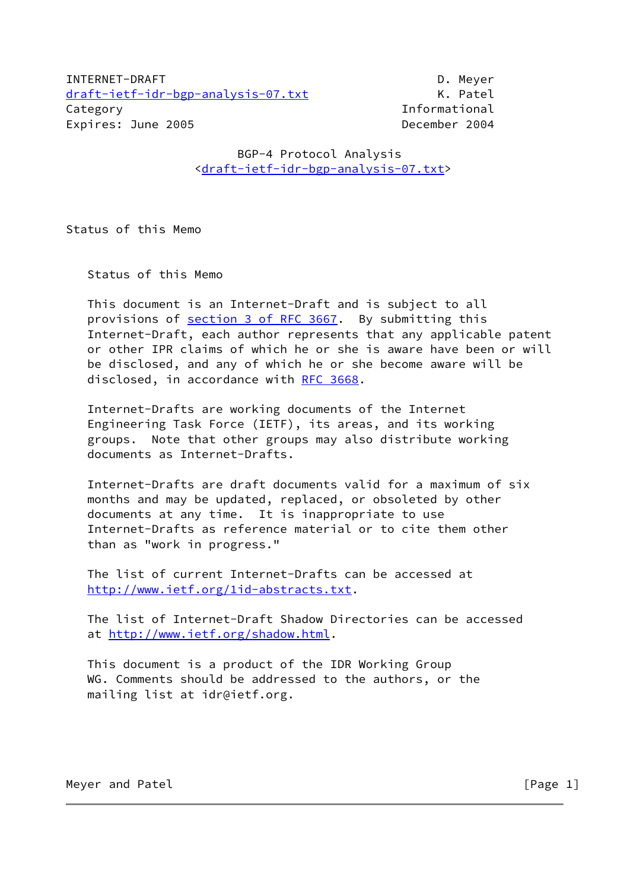INTERNET-DRAFT                                              D. Meyer
draft-ietf-idr-bgp-analysis-07.txt                          K. Patel
Category                                               Informational
Expires: June 2005                                     December 2004

# BGP-4 Protocol Analysis

<draft-ietf-idr-bgp-analysis-07.txt>

## Status of this Memo

Status of this Memo

This document is an Internet-Draft and is subject to all provisions of section 3 of RFC 3667. By submitting this Internet-Draft, each author represents that any applicable patent or other IPR claims of which he or she is aware have been or will be disclosed, and any of which he or she become aware will be disclosed, in accordance with RFC 3668.

Internet-Drafts are working documents of the Internet Engineering Task Force (IETF), its areas, and its working groups. Note that other groups may also distribute working documents as Internet-Drafts.

Internet-Drafts are draft documents valid for a maximum of six months and may be updated, replaced, or obsoleted by other documents at any time. It is inappropriate to use Internet-Drafts as reference material or to cite them other than as "work in progress."

The list of current Internet-Drafts can be accessed at http://www.ietf.org/1id-abstracts.txt.

The list of Internet-Draft Shadow Directories can be accessed at http://www.ietf.org/shadow.html.

This document is a product of the IDR Working Group WG. Comments should be addressed to the authors, or the mailing list at idr@ietf.org.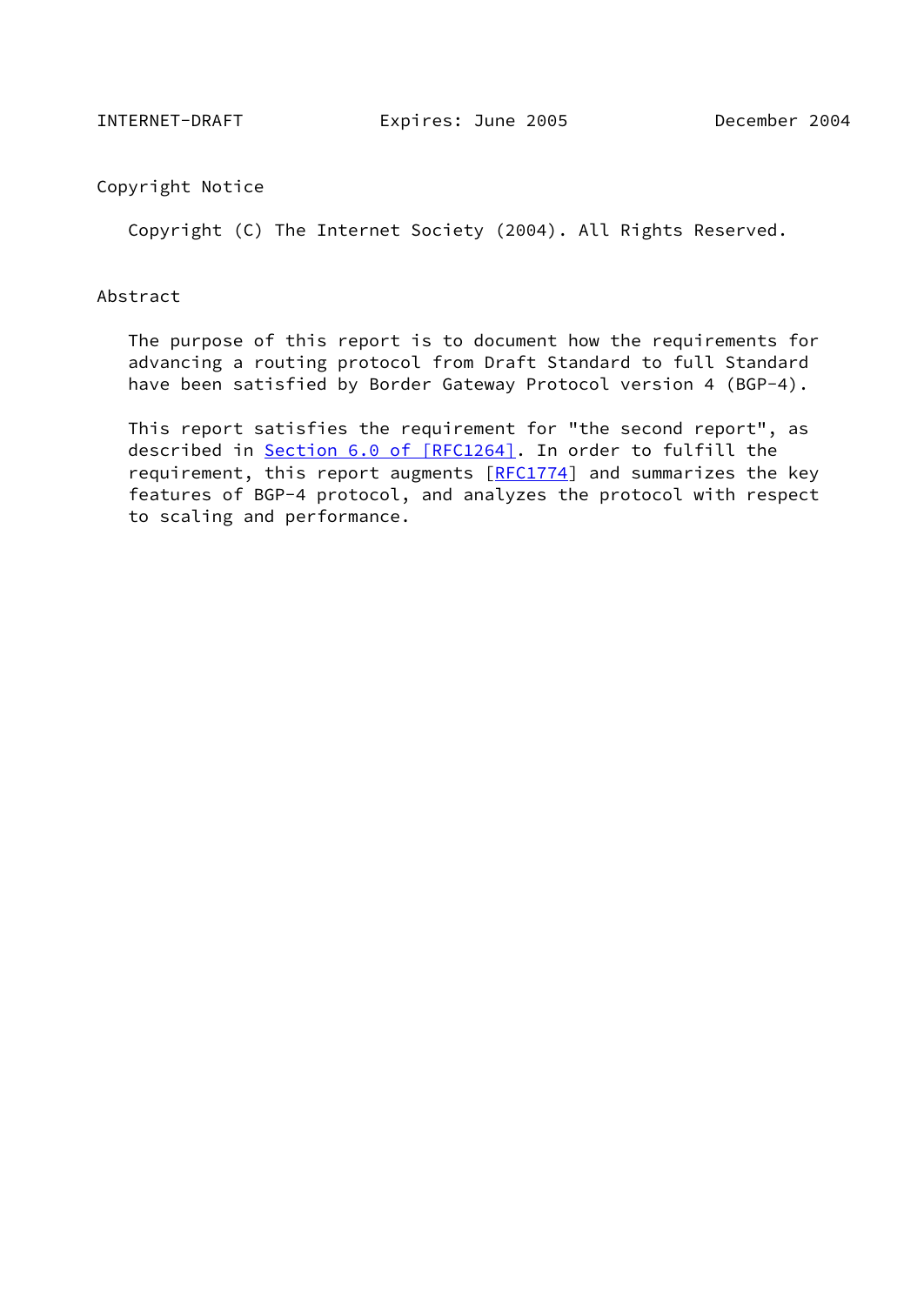## Copyright Notice

Copyright (C) The Internet Society (2004). All Rights Reserved.

## Abstract

The purpose of this report is to document how the requirements for advancing a routing protocol from Draft Standard to full Standard have been satisfied by Border Gateway Protocol version 4 (BGP-4).

This report satisfies the requirement for "the second report", as described in Section 6.0 of [RFC1264]. In order to fulfill the requirement, this report augments [RFC1774] and summarizes the key features of BGP-4 protocol, and analyzes the protocol with respect to scaling and performance.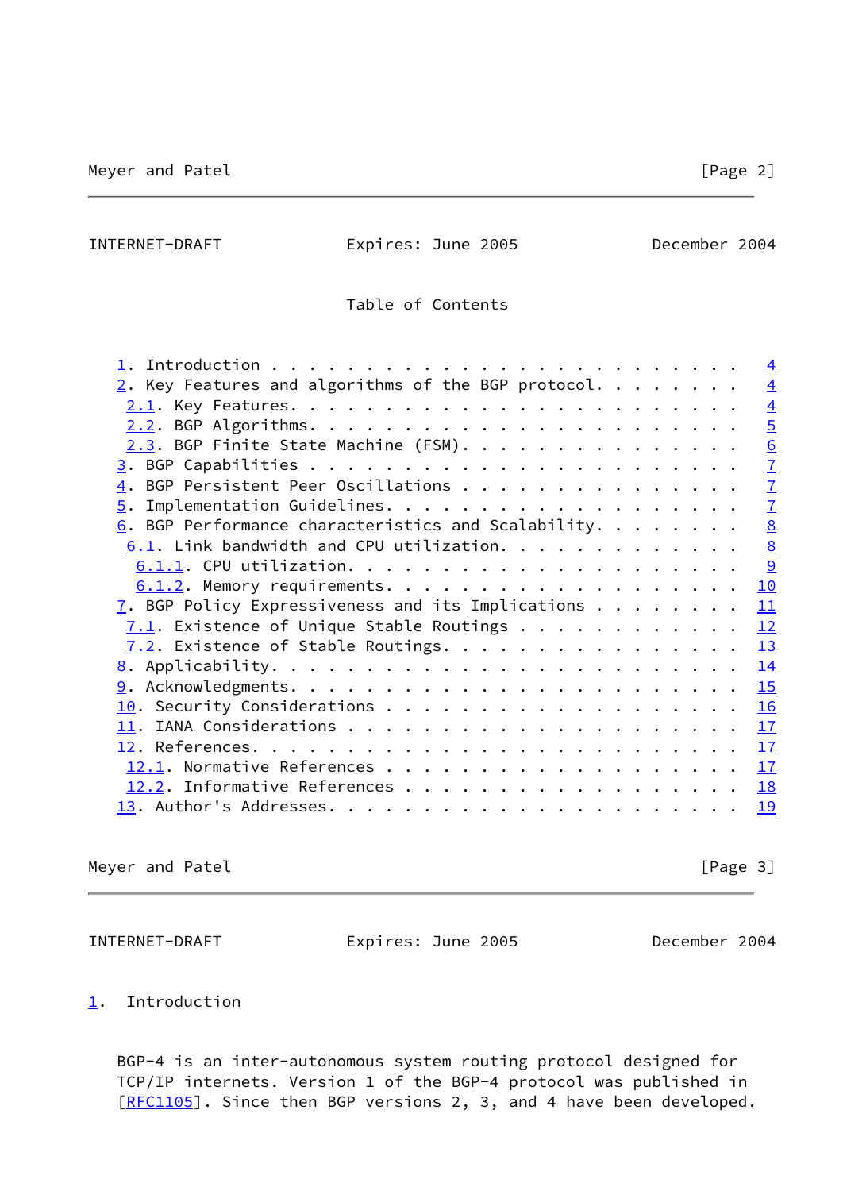Table of Contents

- 1. Introduction . . . . . . . . . . . . . . . . . . . . . . . . 4
- 2. Key Features and algorithms of the BGP protocol. . . . . . . . 4
  - 2.1. Key Features. . . . . . . . . . . . . . . . . . . . . . . 4
  - 2.2. BGP Algorithms. . . . . . . . . . . . . . . . . . . . . . 5
  - 2.3. BGP Finite State Machine (FSM). . . . . . . . . . . . . . 6
- 3. BGP Capabilities . . . . . . . . . . . . . . . . . . . . . . . 7
- 4. BGP Persistent Peer Oscillations . . . . . . . . . . . . . . . 7
- 5. Implementation Guidelines. . . . . . . . . . . . . . . . . . . 7
- 6. BGP Performance characteristics and Scalability. . . . . . . . 8
  - 6.1. Link bandwidth and CPU utilization. . . . . . . . . . . . 8
    - 6.1.1. CPU utilization. . . . . . . . . . . . . . . . . . . . 9
    - 6.1.2. Memory requirements. . . . . . . . . . . . . . . . . . 10
- 7. BGP Policy Expressiveness and its Implications . . . . . . . . 11
  - 7.1. Existence of Unique Stable Routings . . . . . . . . . . . 12
  - 7.2. Existence of Stable Routings. . . . . . . . . . . . . . . 13
- 8. Applicability. . . . . . . . . . . . . . . . . . . . . . . . . 14
- 9. Acknowledgments. . . . . . . . . . . . . . . . . . . . . . . . 15
- 10. Security Considerations . . . . . . . . . . . . . . . . . . . 16
- 11. IANA Considerations . . . . . . . . . . . . . . . . . . . . . 17
- 12. References. . . . . . . . . . . . . . . . . . . . . . . . . . 17
  - 12.1. Normative References . . . . . . . . . . . . . . . . . . 17
  - 12.2. Informative References . . . . . . . . . . . . . . . . . 18
- 13. Author's Addresses. . . . . . . . . . . . . . . . . . . . . . 19

# 1. Introduction

BGP-4 is an inter-autonomous system routing protocol designed for TCP/IP internets. Version 1 of the BGP-4 protocol was published in [RFC1105]. Since then BGP versions 2, 3, and 4 have been developed.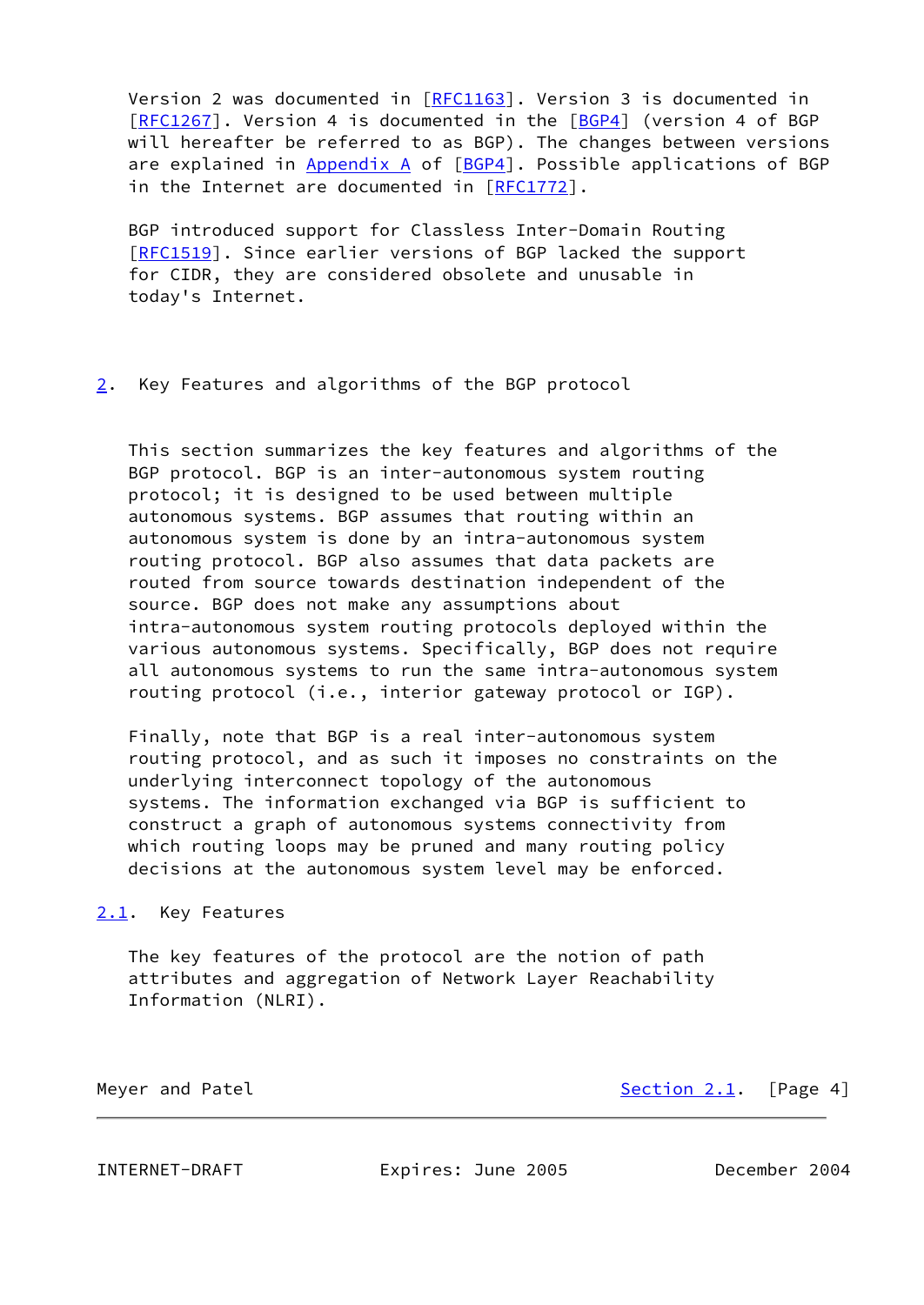Version 2 was documented in [RFC1163]. Version 3 is documented in [RFC1267]. Version 4 is documented in the [BGP4] (version 4 of BGP will hereafter be referred to as BGP). The changes between versions are explained in Appendix A of [BGP4]. Possible applications of BGP in the Internet are documented in [RFC1772].

BGP introduced support for Classless Inter-Domain Routing [RFC1519]. Since earlier versions of BGP lacked the support for CIDR, they are considered obsolete and unusable in today's Internet.

## 2. Key Features and algorithms of the BGP protocol

This section summarizes the key features and algorithms of the BGP protocol. BGP is an inter-autonomous system routing protocol; it is designed to be used between multiple autonomous systems. BGP assumes that routing within an autonomous system is done by an intra-autonomous system routing protocol. BGP also assumes that data packets are routed from source towards destination independent of the source. BGP does not make any assumptions about intra-autonomous system routing protocols deployed within the various autonomous systems. Specifically, BGP does not require all autonomous systems to run the same intra-autonomous system routing protocol (i.e., interior gateway protocol or IGP).

Finally, note that BGP is a real inter-autonomous system routing protocol, and as such it imposes no constraints on the underlying interconnect topology of the autonomous systems. The information exchanged via BGP is sufficient to construct a graph of autonomous systems connectivity from which routing loops may be pruned and many routing policy decisions at the autonomous system level may be enforced.

### 2.1. Key Features

The key features of the protocol are the notion of path attributes and aggregation of Network Layer Reachability Information (NLRI).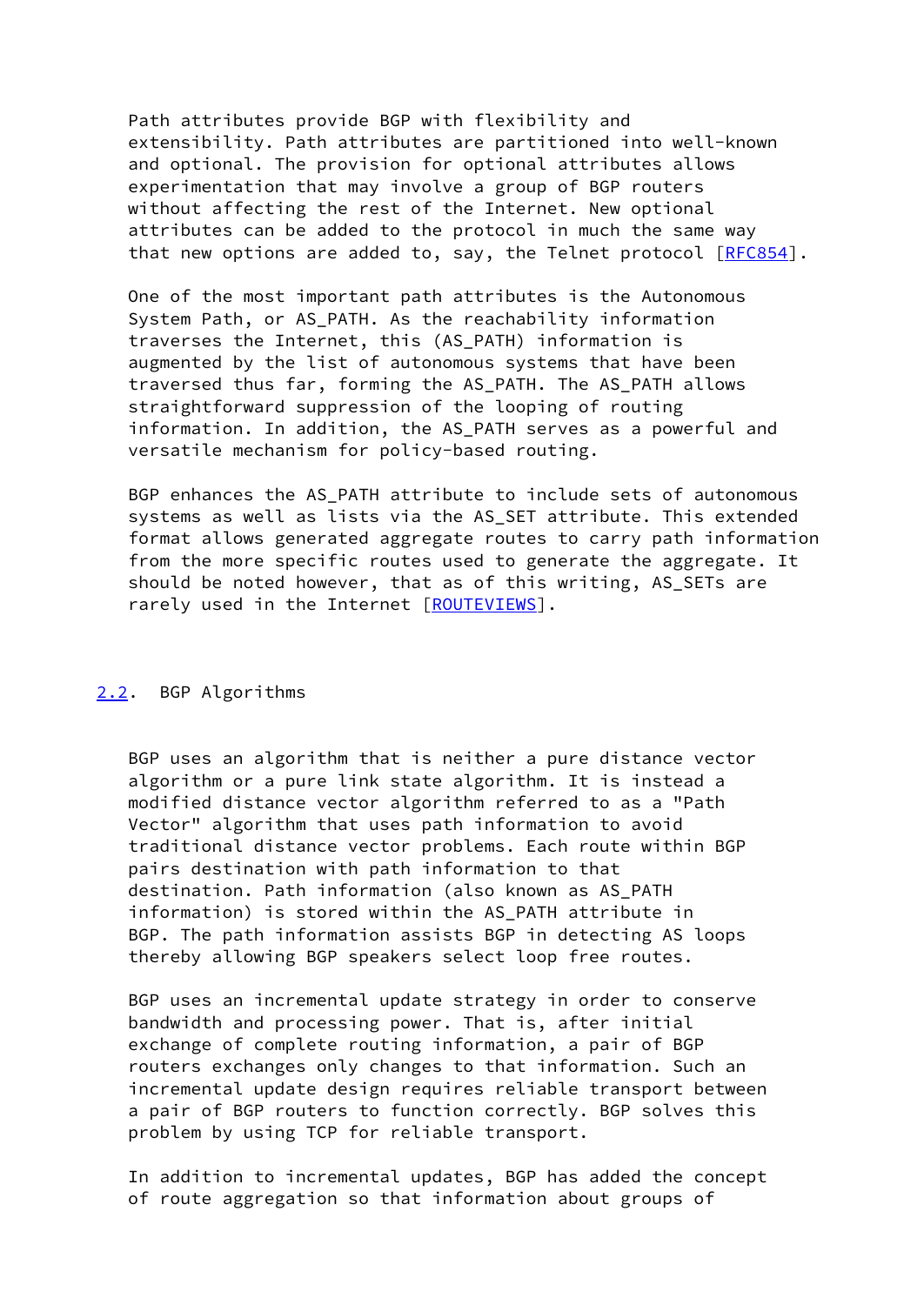Path attributes provide BGP with flexibility and extensibility. Path attributes are partitioned into well-known and optional. The provision for optional attributes allows experimentation that may involve a group of BGP routers without affecting the rest of the Internet. New optional attributes can be added to the protocol in much the same way that new options are added to, say, the Telnet protocol [RFC854].

One of the most important path attributes is the Autonomous System Path, or AS_PATH. As the reachability information traverses the Internet, this (AS_PATH) information is augmented by the list of autonomous systems that have been traversed thus far, forming the AS_PATH. The AS_PATH allows straightforward suppression of the looping of routing information. In addition, the AS_PATH serves as a powerful and versatile mechanism for policy-based routing.

BGP enhances the AS_PATH attribute to include sets of autonomous systems as well as lists via the AS_SET attribute. This extended format allows generated aggregate routes to carry path information from the more specific routes used to generate the aggregate. It should be noted however, that as of this writing, AS_SETs are rarely used in the Internet [ROUTEVIEWS].

## 2.2. BGP Algorithms

BGP uses an algorithm that is neither a pure distance vector algorithm or a pure link state algorithm. It is instead a modified distance vector algorithm referred to as a "Path Vector" algorithm that uses path information to avoid traditional distance vector problems. Each route within BGP pairs destination with path information to that destination. Path information (also known as AS_PATH information) is stored within the AS_PATH attribute in BGP. The path information assists BGP in detecting AS loops thereby allowing BGP speakers select loop free routes.

BGP uses an incremental update strategy in order to conserve bandwidth and processing power. That is, after initial exchange of complete routing information, a pair of BGP routers exchanges only changes to that information. Such an incremental update design requires reliable transport between a pair of BGP routers to function correctly. BGP solves this problem by using TCP for reliable transport.

In addition to incremental updates, BGP has added the concept of route aggregation so that information about groups of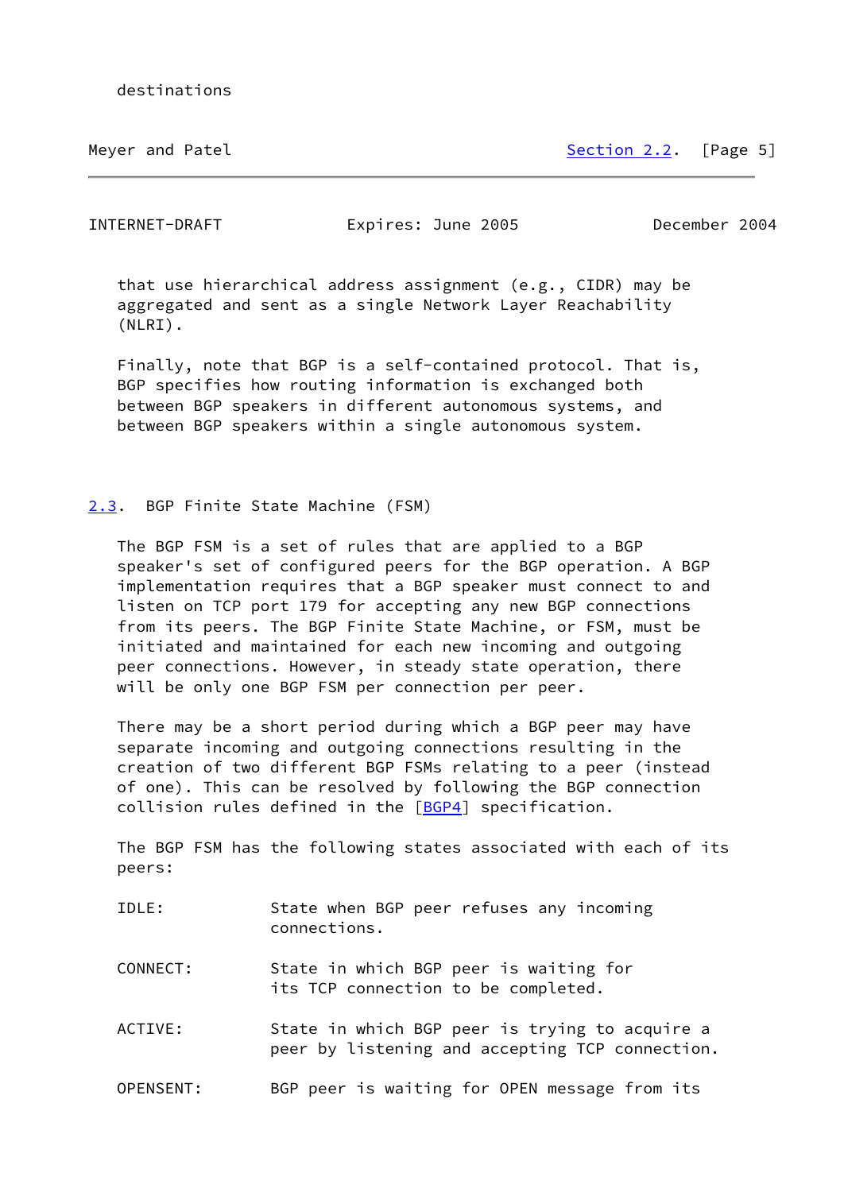destinations that use hierarchical address assignment (e.g., CIDR) may be aggregated and sent as a single Network Layer Reachability (NLRI).

Finally, note that BGP is a self-contained protocol. That is, BGP specifies how routing information is exchanged both between BGP speakers in different autonomous systems, and between BGP speakers within a single autonomous system.

## 2.3. BGP Finite State Machine (FSM)

The BGP FSM is a set of rules that are applied to a BGP speaker's set of configured peers for the BGP operation. A BGP implementation requires that a BGP speaker must connect to and listen on TCP port 179 for accepting any new BGP connections from its peers. The BGP Finite State Machine, or FSM, must be initiated and maintained for each new incoming and outgoing peer connections. However, in steady state operation, there will be only one BGP FSM per connection per peer.

There may be a short period during which a BGP peer may have separate incoming and outgoing connections resulting in the creation of two different BGP FSMs relating to a peer (instead of one). This can be resolved by following the BGP connection collision rules defined in the [BGP4] specification.

The BGP FSM has the following states associated with each of its peers:

IDLE: State when BGP peer refuses any incoming connections.

CONNECT: State in which BGP peer is waiting for its TCP connection to be completed.

ACTIVE: State in which BGP peer is trying to acquire a peer by listening and accepting TCP connection.

OPENSENT: BGP peer is waiting for OPEN message from its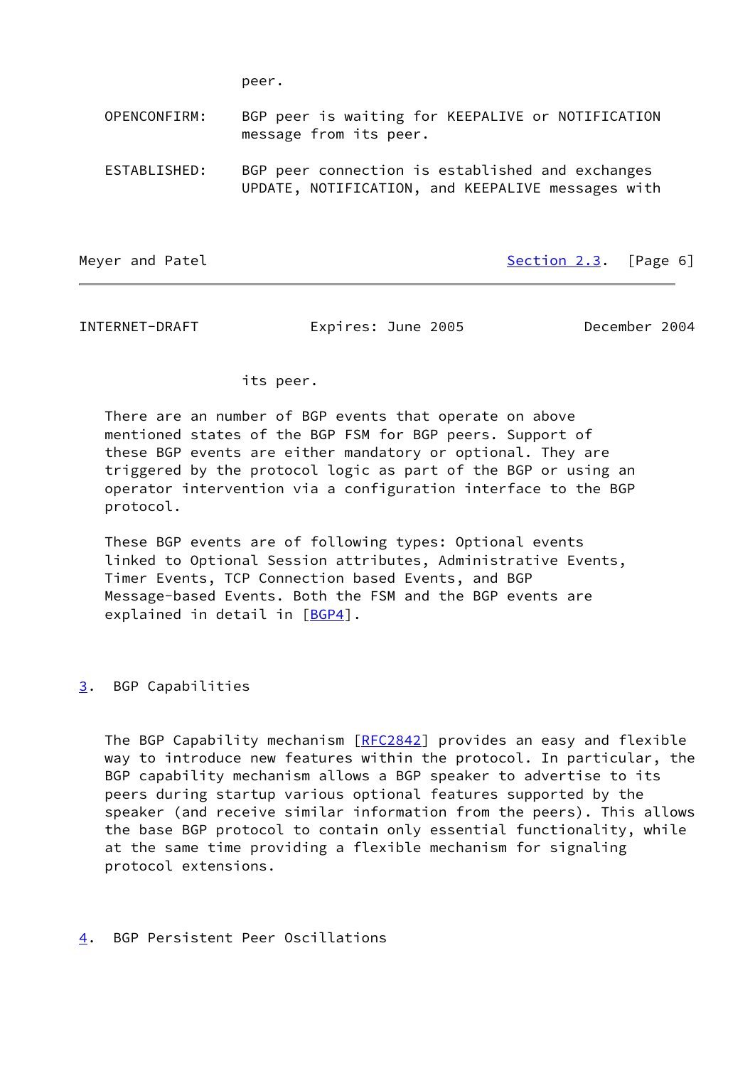peer.

OPENCONFIRM: BGP peer is waiting for KEEPALIVE or NOTIFICATION message from its peer.

ESTABLISHED: BGP peer connection is established and exchanges UPDATE, NOTIFICATION, and KEEPALIVE messages with its peer.

There are an number of BGP events that operate on above mentioned states of the BGP FSM for BGP peers. Support of these BGP events are either mandatory or optional. They are triggered by the protocol logic as part of the BGP or using an operator intervention via a configuration interface to the BGP protocol.

These BGP events are of following types: Optional events linked to Optional Session attributes, Administrative Events, Timer Events, TCP Connection based Events, and BGP Message-based Events. Both the FSM and the BGP events are explained in detail in [BGP4].

## 3. BGP Capabilities

The BGP Capability mechanism [RFC2842] provides an easy and flexible way to introduce new features within the protocol. In particular, the BGP capability mechanism allows a BGP speaker to advertise to its peers during startup various optional features supported by the speaker (and receive similar information from the peers). This allows the base BGP protocol to contain only essential functionality, while at the same time providing a flexible mechanism for signaling protocol extensions.

## 4. BGP Persistent Peer Oscillations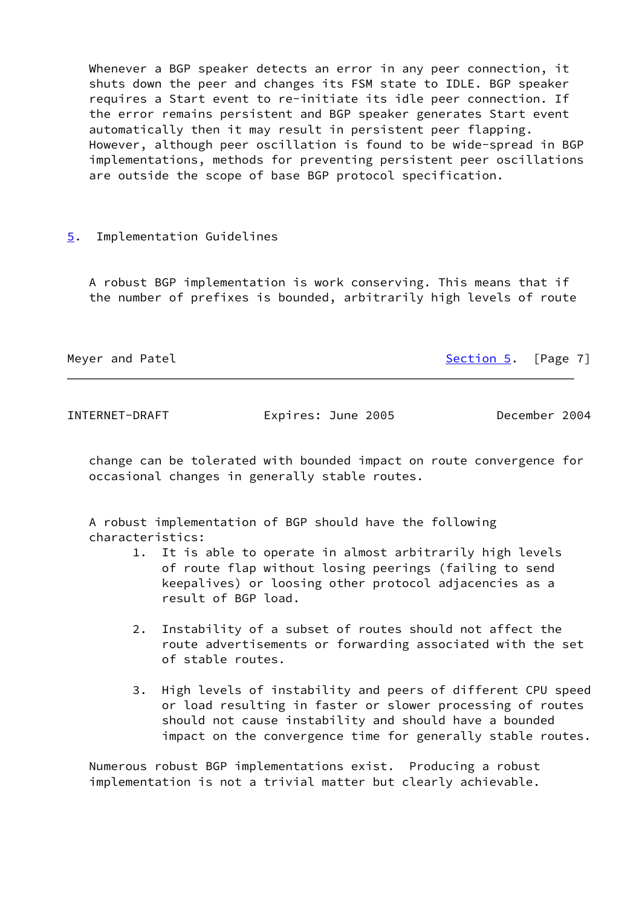Whenever a BGP speaker detects an error in any peer connection, it shuts down the peer and changes its FSM state to IDLE. BGP speaker requires a Start event to re-initiate its idle peer connection. If the error remains persistent and BGP speaker generates Start event automatically then it may result in persistent peer flapping. However, although peer oscillation is found to be wide-spread in BGP implementations, methods for preventing persistent peer oscillations are outside the scope of base BGP protocol specification.

## 5. Implementation Guidelines

A robust BGP implementation is work conserving. This means that if the number of prefixes is bounded, arbitrarily high levels of route change can be tolerated with bounded impact on route convergence for occasional changes in generally stable routes.

A robust implementation of BGP should have the following characteristics:

1. It is able to operate in almost arbitrarily high levels of route flap without losing peerings (failing to send keepalives) or loosing other protocol adjacencies as a result of BGP load.

2. Instability of a subset of routes should not affect the route advertisements or forwarding associated with the set of stable routes.

3. High levels of instability and peers of different CPU speed or load resulting in faster or slower processing of routes should not cause instability and should have a bounded impact on the convergence time for generally stable routes.

Numerous robust BGP implementations exist. Producing a robust implementation is not a trivial matter but clearly achievable.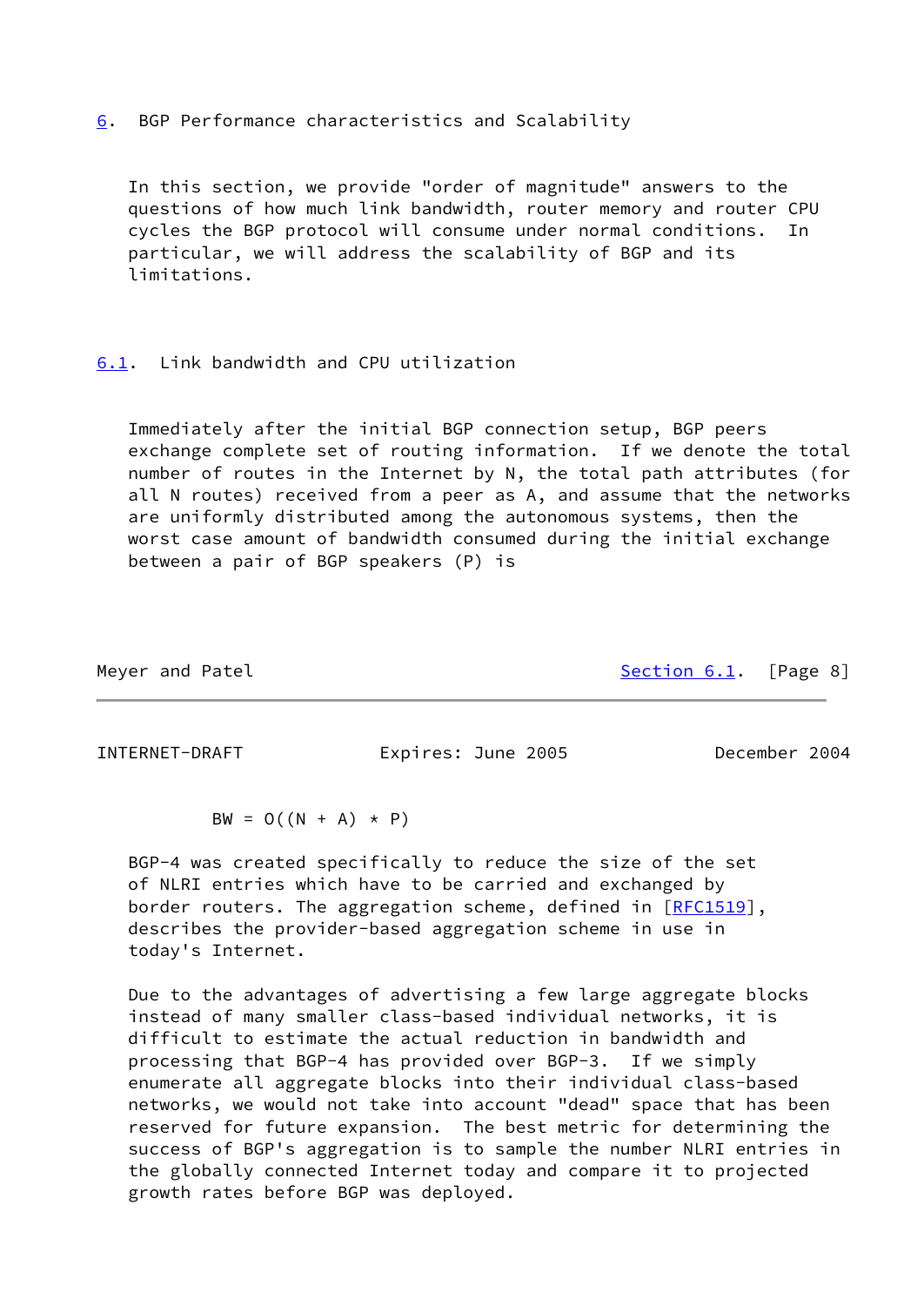## 6. BGP Performance characteristics and Scalability

In this section, we provide "order of magnitude" answers to the questions of how much link bandwidth, router memory and router CPU cycles the BGP protocol will consume under normal conditions. In particular, we will address the scalability of BGP and its limitations.

### 6.1. Link bandwidth and CPU utilization

Immediately after the initial BGP connection setup, BGP peers exchange complete set of routing information. If we denote the total number of routes in the Internet by N, the total path attributes (for all N routes) received from a peer as A, and assume that the networks are uniformly distributed among the autonomous systems, then the worst case amount of bandwidth consumed during the initial exchange between a pair of BGP speakers (P) is

$$BW = O((N + A) * P)$$

BGP-4 was created specifically to reduce the size of the set of NLRI entries which have to be carried and exchanged by border routers. The aggregation scheme, defined in [RFC1519], describes the provider-based aggregation scheme in use in today's Internet.

Due to the advantages of advertising a few large aggregate blocks instead of many smaller class-based individual networks, it is difficult to estimate the actual reduction in bandwidth and processing that BGP-4 has provided over BGP-3. If we simply enumerate all aggregate blocks into their individual class-based networks, we would not take into account "dead" space that has been reserved for future expansion. The best metric for determining the success of BGP's aggregation is to sample the number NLRI entries in the globally connected Internet today and compare it to projected growth rates before BGP was deployed.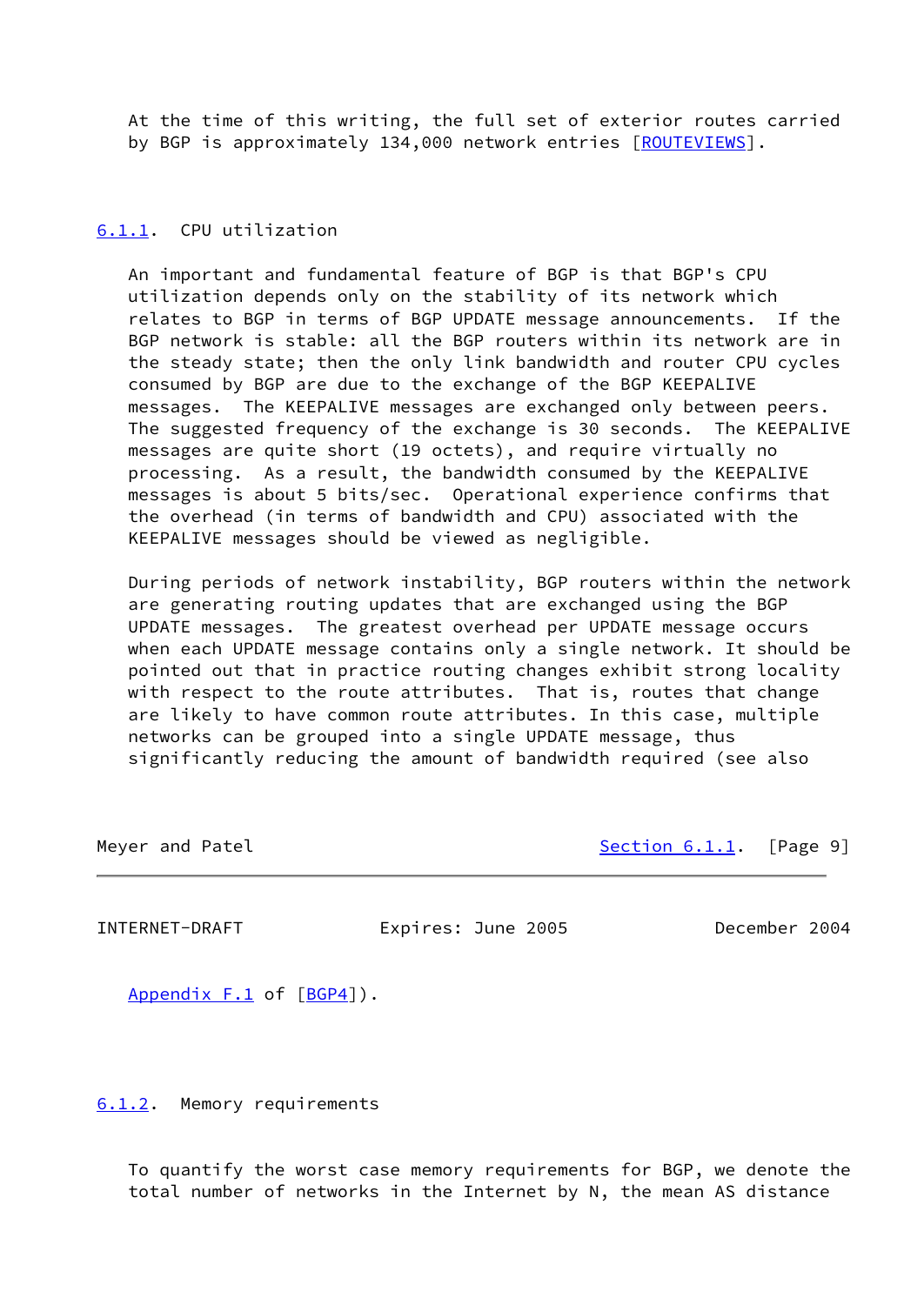At the time of this writing, the full set of exterior routes carried by BGP is approximately 134,000 network entries [ROUTEVIEWS].

### 6.1.1. CPU utilization

An important and fundamental feature of BGP is that BGP's CPU utilization depends only on the stability of its network which relates to BGP in terms of BGP UPDATE message announcements. If the BGP network is stable: all the BGP routers within its network are in the steady state; then the only link bandwidth and router CPU cycles consumed by BGP are due to the exchange of the BGP KEEPALIVE messages. The KEEPALIVE messages are exchanged only between peers. The suggested frequency of the exchange is 30 seconds. The KEEPALIVE messages are quite short (19 octets), and require virtually no processing. As a result, the bandwidth consumed by the KEEPALIVE messages is about 5 bits/sec. Operational experience confirms that the overhead (in terms of bandwidth and CPU) associated with the KEEPALIVE messages should be viewed as negligible.

During periods of network instability, BGP routers within the network are generating routing updates that are exchanged using the BGP UPDATE messages. The greatest overhead per UPDATE message occurs when each UPDATE message contains only a single network. It should be pointed out that in practice routing changes exhibit strong locality with respect to the route attributes. That is, routes that change are likely to have common route attributes. In this case, multiple networks can be grouped into a single UPDATE message, thus significantly reducing the amount of bandwidth required (see also Appendix F.1 of [BGP4]).

### 6.1.2. Memory requirements

To quantify the worst case memory requirements for BGP, we denote the total number of networks in the Internet by N, the mean AS distance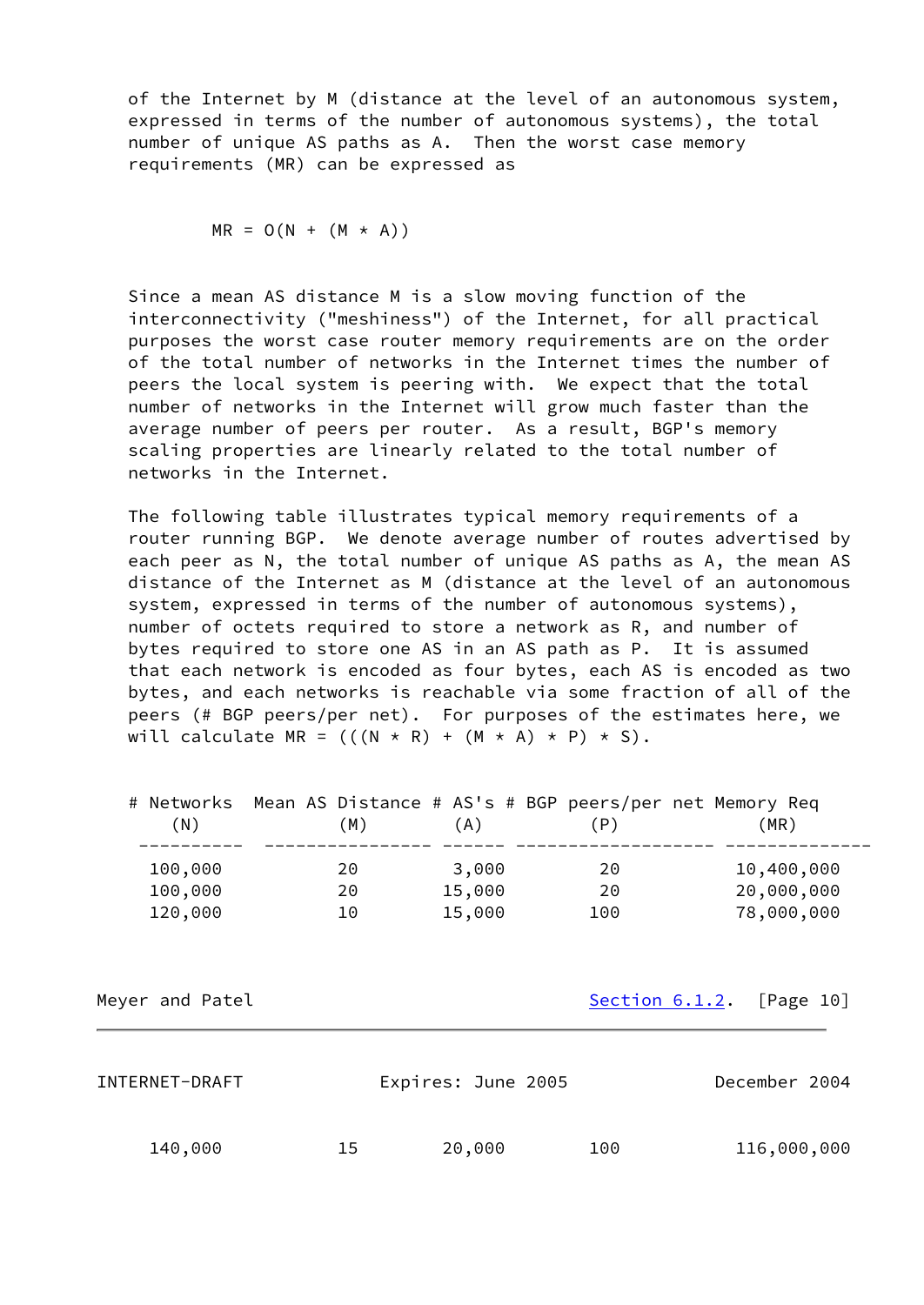of the Internet by M (distance at the level of an autonomous system, expressed in terms of the number of autonomous systems), the total number of unique AS paths as A. Then the worst case memory requirements (MR) can be expressed as

$$MR = O(N + (M * A))$$

Since a mean AS distance M is a slow moving function of the interconnectivity ("meshiness") of the Internet, for all practical purposes the worst case router memory requirements are on the order of the total number of networks in the Internet times the number of peers the local system is peering with. We expect that the total number of networks in the Internet will grow much faster than the average number of peers per router. As a result, BGP's memory scaling properties are linearly related to the total number of networks in the Internet.

The following table illustrates typical memory requirements of a router running BGP. We denote average number of routes advertised by each peer as N, the total number of unique AS paths as A, the mean AS distance of the Internet as M (distance at the level of an autonomous system, expressed in terms of the number of autonomous systems), number of octets required to store a network as R, and number of bytes required to store one AS in an AS path as P. It is assumed that each network is encoded as four bytes, each AS is encoded as two bytes, and each networks is reachable via some fraction of all of the peers (# BGP peers/per net). For purposes of the estimates here, we will calculate MR = (((N * R) + (M * A) * P) * S).

| # Networks (N) | Mean AS Distance (M) | # AS's (A) | # BGP peers/per net (P) | Memory Req (MR) |
|---|---|---|---|---|
| 100,000 | 20 | 3,000 | 20 | 10,400,000 |
| 100,000 | 20 | 15,000 | 20 | 20,000,000 |
| 120,000 | 10 | 15,000 | 100 | 78,000,000 |
| 140,000 | 15 | 20,000 | 100 | 116,000,000 |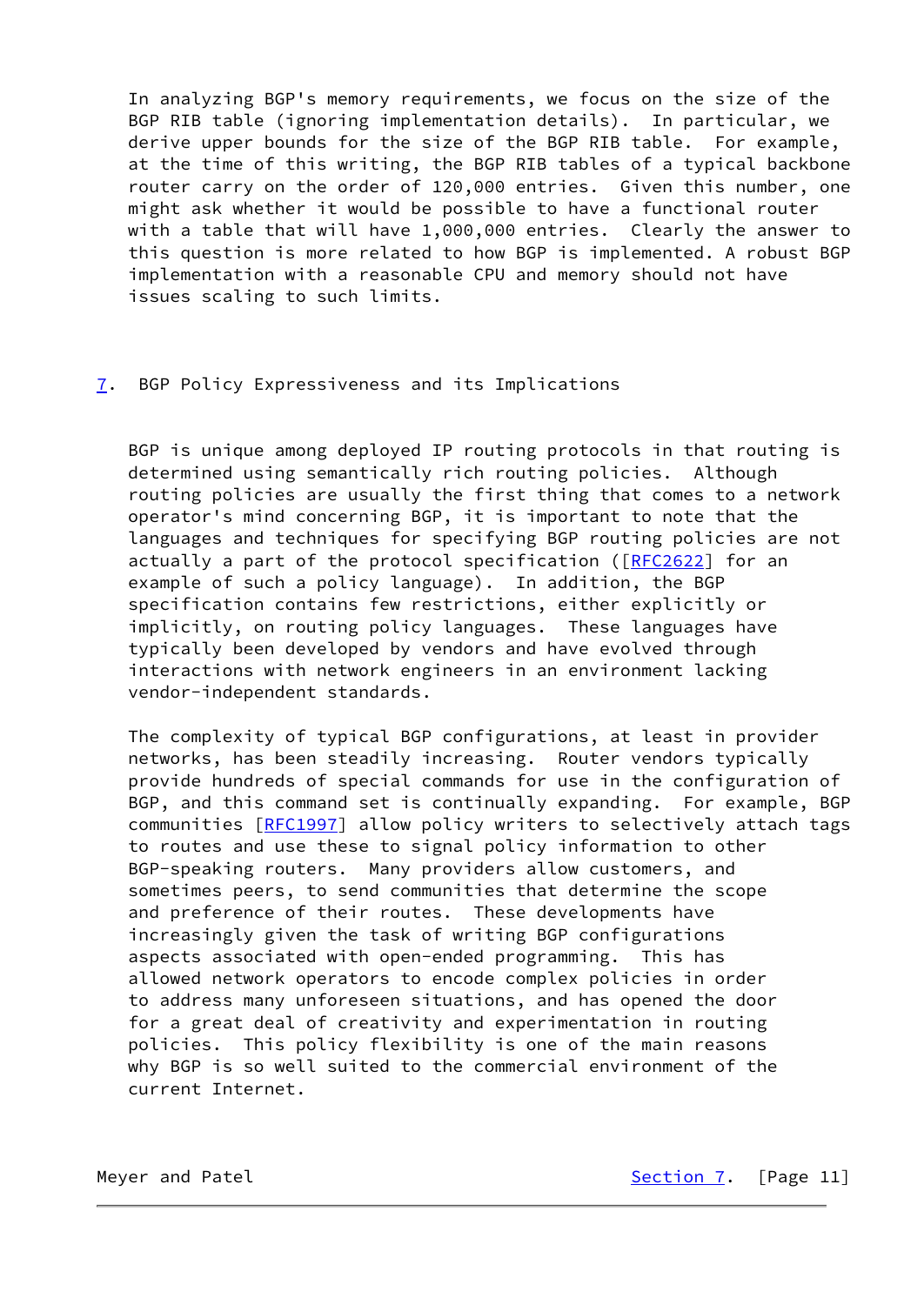In analyzing BGP's memory requirements, we focus on the size of the BGP RIB table (ignoring implementation details). In particular, we derive upper bounds for the size of the BGP RIB table. For example, at the time of this writing, the BGP RIB tables of a typical backbone router carry on the order of 120,000 entries. Given this number, one might ask whether it would be possible to have a functional router with a table that will have 1,000,000 entries. Clearly the answer to this question is more related to how BGP is implemented. A robust BGP implementation with a reasonable CPU and memory should not have issues scaling to such limits.

## 7. BGP Policy Expressiveness and its Implications

BGP is unique among deployed IP routing protocols in that routing is determined using semantically rich routing policies. Although routing policies are usually the first thing that comes to a network operator's mind concerning BGP, it is important to note that the languages and techniques for specifying BGP routing policies are not actually a part of the protocol specification ([RFC2622] for an example of such a policy language). In addition, the BGP specification contains few restrictions, either explicitly or implicitly, on routing policy languages. These languages have typically been developed by vendors and have evolved through interactions with network engineers in an environment lacking vendor-independent standards.

The complexity of typical BGP configurations, at least in provider networks, has been steadily increasing. Router vendors typically provide hundreds of special commands for use in the configuration of BGP, and this command set is continually expanding. For example, BGP communities [RFC1997] allow policy writers to selectively attach tags to routes and use these to signal policy information to other BGP-speaking routers. Many providers allow customers, and sometimes peers, to send communities that determine the scope and preference of their routes. These developments have increasingly given the task of writing BGP configurations aspects associated with open-ended programming. This has allowed network operators to encode complex policies in order to address many unforeseen situations, and has opened the door for a great deal of creativity and experimentation in routing policies. This policy flexibility is one of the main reasons why BGP is so well suited to the commercial environment of the current Internet.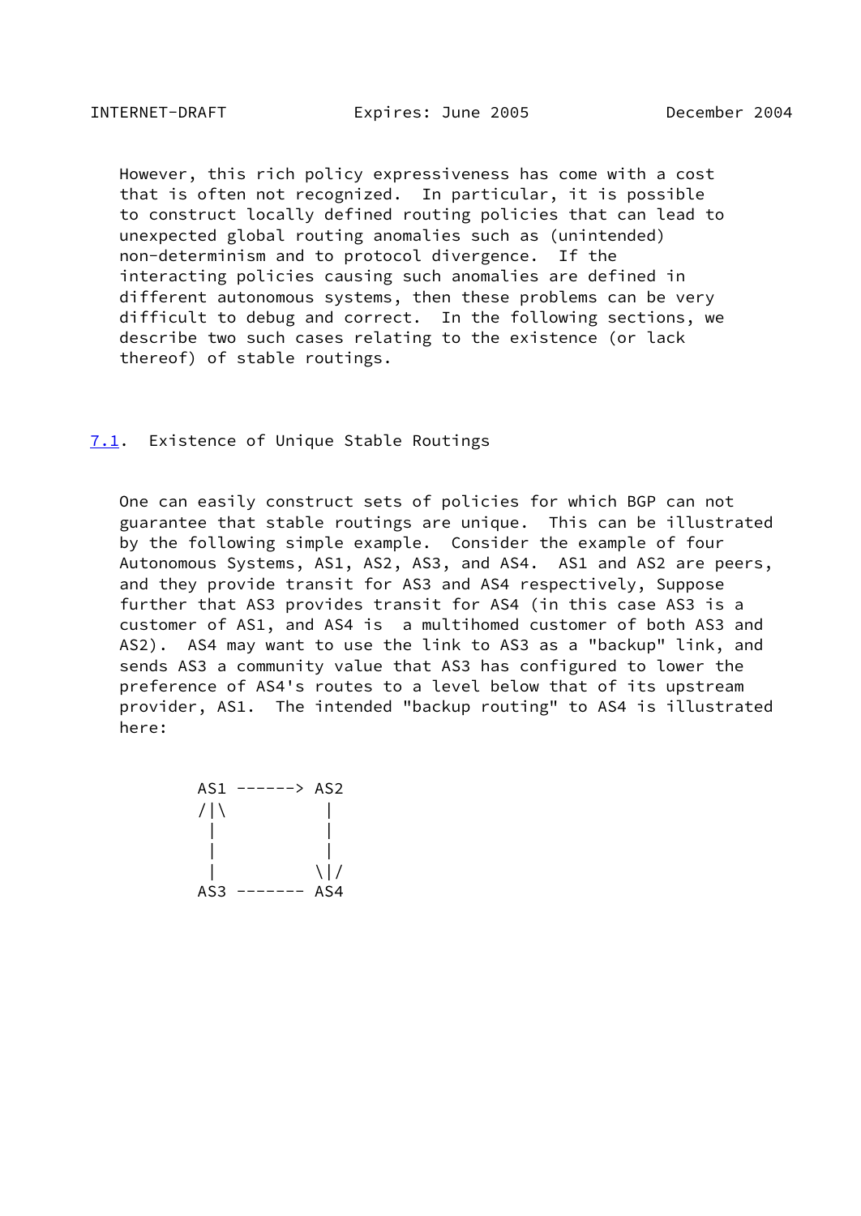However, this rich policy expressiveness has come with a cost that is often not recognized.  In particular, it is possible to construct locally defined routing policies that can lead to unexpected global routing anomalies such as (unintended) non-determinism and to protocol divergence.  If the interacting policies causing such anomalies are defined in different autonomous systems, then these problems can be very difficult to debug and correct.  In the following sections, we describe two such cases relating to the existence (or lack thereof) of stable routings.

## 7.1. Existence of Unique Stable Routings

One can easily construct sets of policies for which BGP can not guarantee that stable routings are unique.  This can be illustrated by the following simple example.  Consider the example of four Autonomous Systems, AS1, AS2, AS3, and AS4.  AS1 and AS2 are peers, and they provide transit for AS3 and AS4 respectively, Suppose further that AS3 provides transit for AS4 (in this case AS3 is a customer of AS1, and AS4 is  a multihomed customer of both AS3 and AS2).  AS4 may want to use the link to AS3 as a "backup" link, and sends AS3 a community value that AS3 has configured to lower the preference of AS4's routes to a level below that of its upstream provider, AS1.  The intended "backup routing" to AS4 is illustrated here:

```
        AS1 ------> AS2
        /|\          |
         |           |
         |           |
         |          \|/
        AS3 ------- AS4
```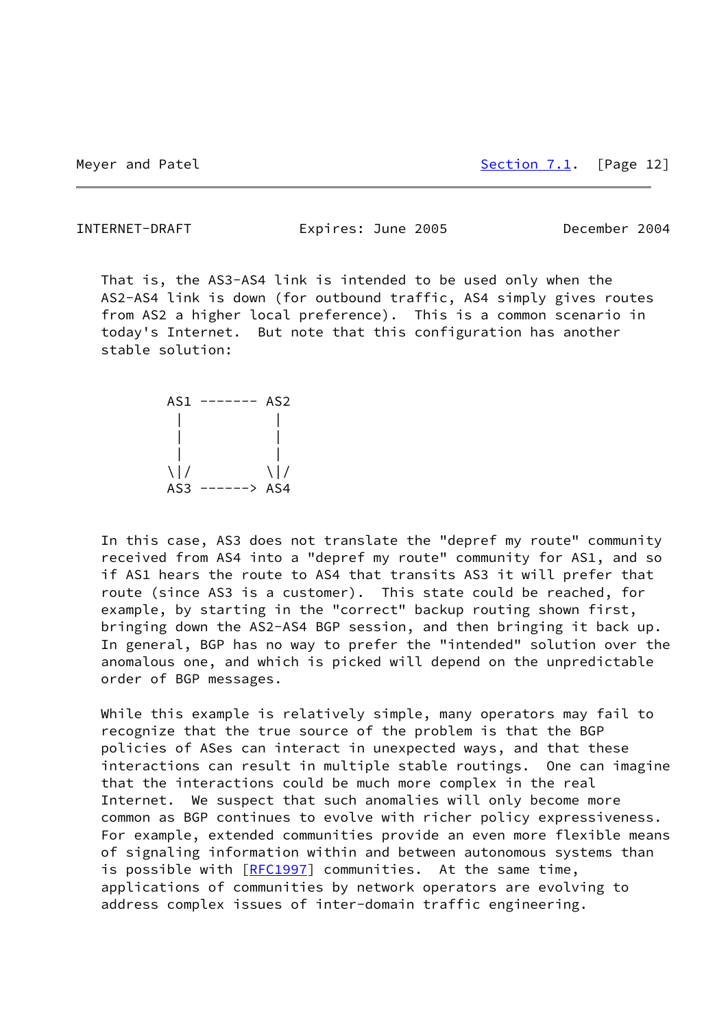That is, the AS3-AS4 link is intended to be used only when the AS2-AS4 link is down (for outbound traffic, AS4 simply gives routes from AS2 a higher local preference). This is a common scenario in today's Internet. But note that this configuration has another stable solution:

```
        AS1 ------- AS2
         |           |
         |           |
         |           |
        \|/         \|/
        AS3 ------> AS4
```

In this case, AS3 does not translate the "depref my route" community received from AS4 into a "depref my route" community for AS1, and so if AS1 hears the route to AS4 that transits AS3 it will prefer that route (since AS3 is a customer). This state could be reached, for example, by starting in the "correct" backup routing shown first, bringing down the AS2-AS4 BGP session, and then bringing it back up. In general, BGP has no way to prefer the "intended" solution over the anomalous one, and which is picked will depend on the unpredictable order of BGP messages.

While this example is relatively simple, many operators may fail to recognize that the true source of the problem is that the BGP policies of ASes can interact in unexpected ways, and that these interactions can result in multiple stable routings. One can imagine that the interactions could be much more complex in the real Internet. We suspect that such anomalies will only become more common as BGP continues to evolve with richer policy expressiveness. For example, extended communities provide an even more flexible means of signaling information within and between autonomous systems than is possible with [RFC1997] communities. At the same time, applications of communities by network operators are evolving to address complex issues of inter-domain traffic engineering.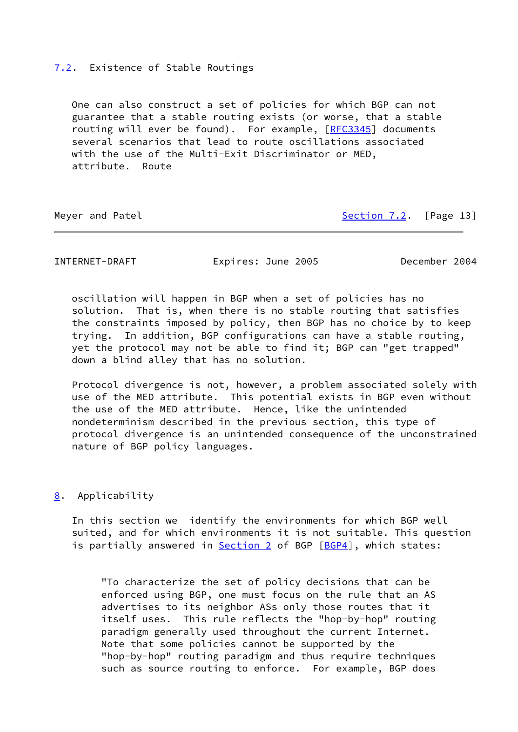## 7.2. Existence of Stable Routings

One can also construct a set of policies for which BGP can not guarantee that a stable routing exists (or worse, that a stable routing will ever be found). For example, [RFC3345] documents several scenarios that lead to route oscillations associated with the use of the Multi-Exit Discriminator or MED, attribute. Route oscillation will happen in BGP when a set of policies has no solution. That is, when there is no stable routing that satisfies the constraints imposed by policy, then BGP has no choice by to keep trying. In addition, BGP configurations can have a stable routing, yet the protocol may not be able to find it; BGP can "get trapped" down a blind alley that has no solution.

Protocol divergence is not, however, a problem associated solely with use of the MED attribute. This potential exists in BGP even without the use of the MED attribute. Hence, like the unintended nondeterminism described in the previous section, this type of protocol divergence is an unintended consequence of the unconstrained nature of BGP policy languages.

# 8. Applicability

In this section we identify the environments for which BGP well suited, and for which environments it is not suitable. This question is partially answered in Section 2 of BGP [BGP4], which states:

> "To characterize the set of policy decisions that can be enforced using BGP, one must focus on the rule that an AS advertises to its neighbor ASs only those routes that it itself uses. This rule reflects the "hop-by-hop" routing paradigm generally used throughout the current Internet. Note that some policies cannot be supported by the "hop-by-hop" routing paradigm and thus require techniques such as source routing to enforce. For example, BGP does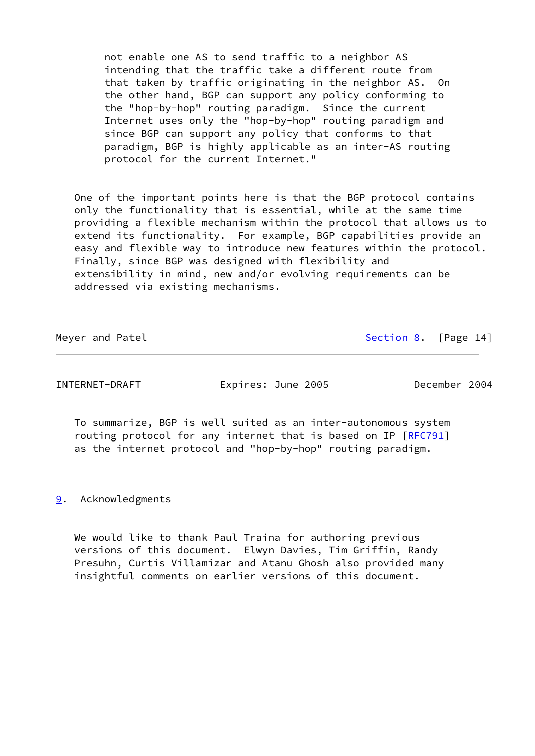not enable one AS to send traffic to a neighbor AS intending that the traffic take a different route from that taken by traffic originating in the neighbor AS. On the other hand, BGP can support any policy conforming to the "hop-by-hop" routing paradigm. Since the current Internet uses only the "hop-by-hop" routing paradigm and since BGP can support any policy that conforms to that paradigm, BGP is highly applicable as an inter-AS routing protocol for the current Internet."

One of the important points here is that the BGP protocol contains only the functionality that is essential, while at the same time providing a flexible mechanism within the protocol that allows us to extend its functionality. For example, BGP capabilities provide an easy and flexible way to introduce new features within the protocol. Finally, since BGP was designed with flexibility and extensibility in mind, new and/or evolving requirements can be addressed via existing mechanisms.

To summarize, BGP is well suited as an inter-autonomous system routing protocol for any internet that is based on IP [RFC791] as the internet protocol and "hop-by-hop" routing paradigm.

## 9. Acknowledgments

We would like to thank Paul Traina for authoring previous versions of this document. Elwyn Davies, Tim Griffin, Randy Presuhn, Curtis Villamizar and Atanu Ghosh also provided many insightful comments on earlier versions of this document.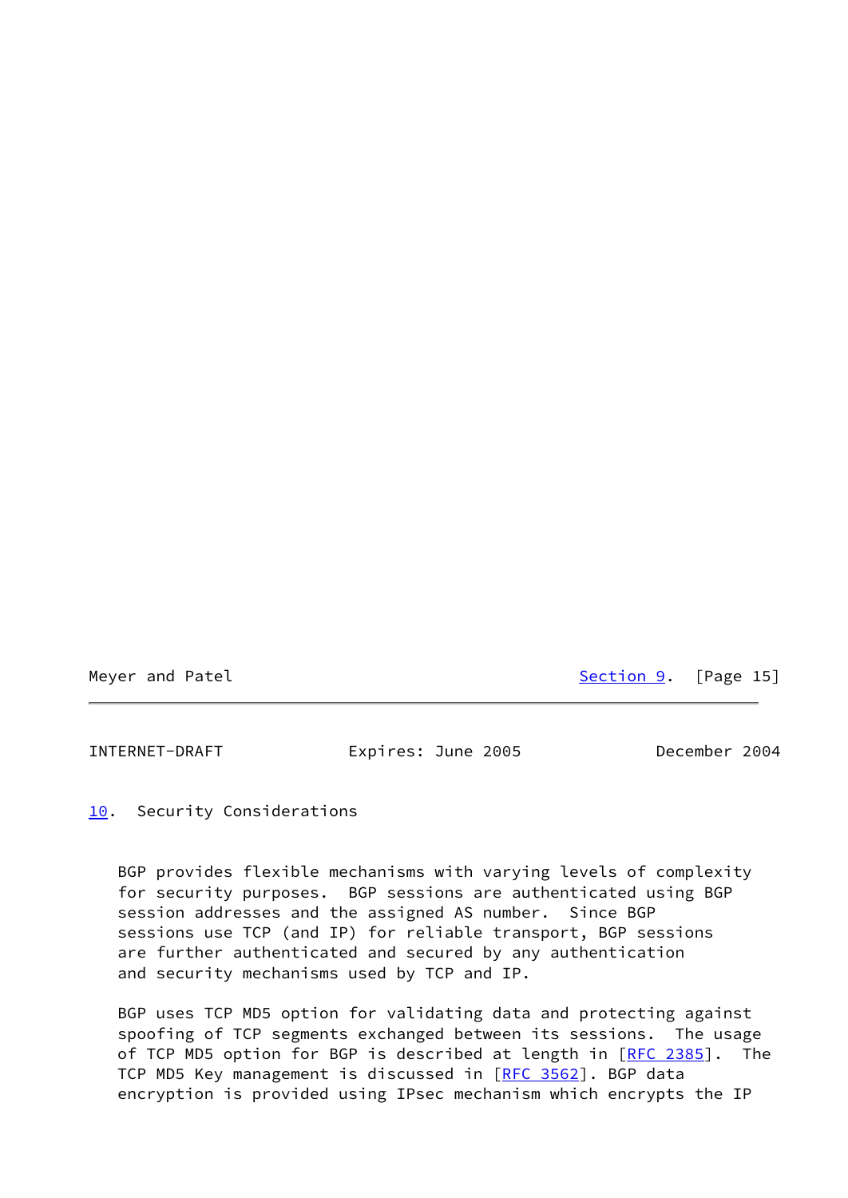## 10. Security Considerations

BGP provides flexible mechanisms with varying levels of complexity for security purposes. BGP sessions are authenticated using BGP session addresses and the assigned AS number. Since BGP sessions use TCP (and IP) for reliable transport, BGP sessions are further authenticated and secured by any authentication and security mechanisms used by TCP and IP.

BGP uses TCP MD5 option for validating data and protecting against spoofing of TCP segments exchanged between its sessions. The usage of TCP MD5 option for BGP is described at length in [RFC 2385]. The TCP MD5 Key management is discussed in [RFC 3562]. BGP data encryption is provided using IPsec mechanism which encrypts the IP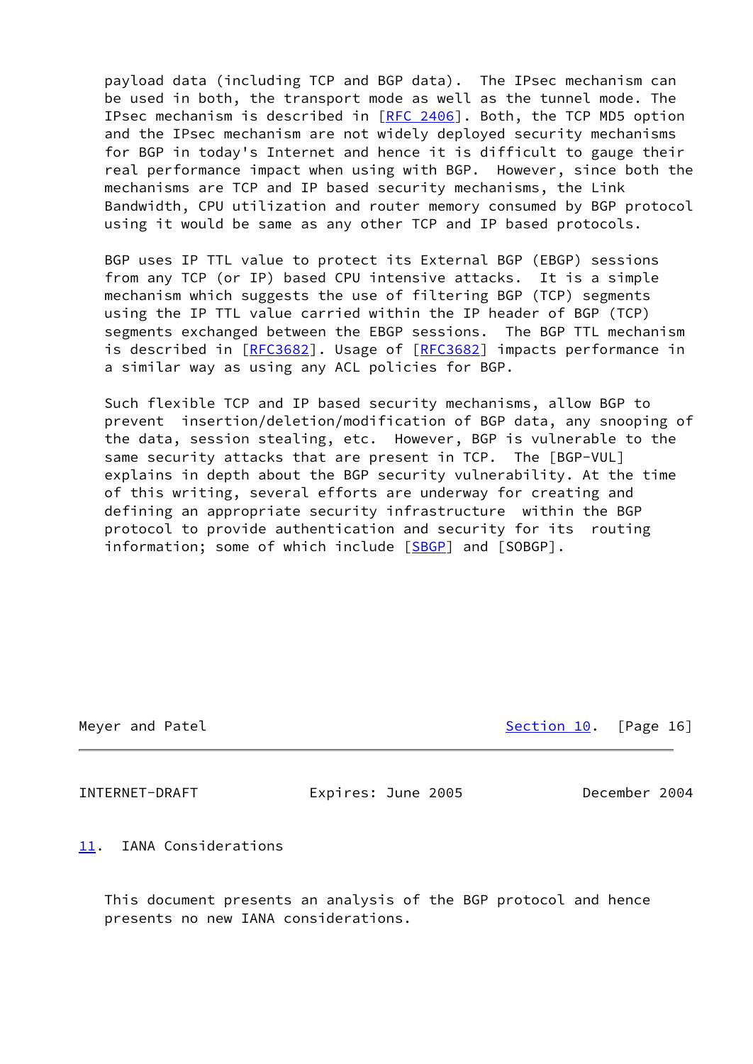payload data (including TCP and BGP data). The IPsec mechanism can be used in both, the transport mode as well as the tunnel mode. The IPsec mechanism is described in [RFC 2406]. Both, the TCP MD5 option and the IPsec mechanism are not widely deployed security mechanisms for BGP in today's Internet and hence it is difficult to gauge their real performance impact when using with BGP. However, since both the mechanisms are TCP and IP based security mechanisms, the Link Bandwidth, CPU utilization and router memory consumed by BGP protocol using it would be same as any other TCP and IP based protocols.

BGP uses IP TTL value to protect its External BGP (EBGP) sessions from any TCP (or IP) based CPU intensive attacks. It is a simple mechanism which suggests the use of filtering BGP (TCP) segments using the IP TTL value carried within the IP header of BGP (TCP) segments exchanged between the EBGP sessions. The BGP TTL mechanism is described in [RFC3682]. Usage of [RFC3682] impacts performance in a similar way as using any ACL policies for BGP.

Such flexible TCP and IP based security mechanisms, allow BGP to prevent insertion/deletion/modification of BGP data, any snooping of the data, session stealing, etc. However, BGP is vulnerable to the same security attacks that are present in TCP. The [BGP-VUL] explains in depth about the BGP security vulnerability. At the time of this writing, several efforts are underway for creating and defining an appropriate security infrastructure within the BGP protocol to provide authentication and security for its routing information; some of which include [SBGP] and [SOBGP].

## 11. IANA Considerations

This document presents an analysis of the BGP protocol and hence presents no new IANA considerations.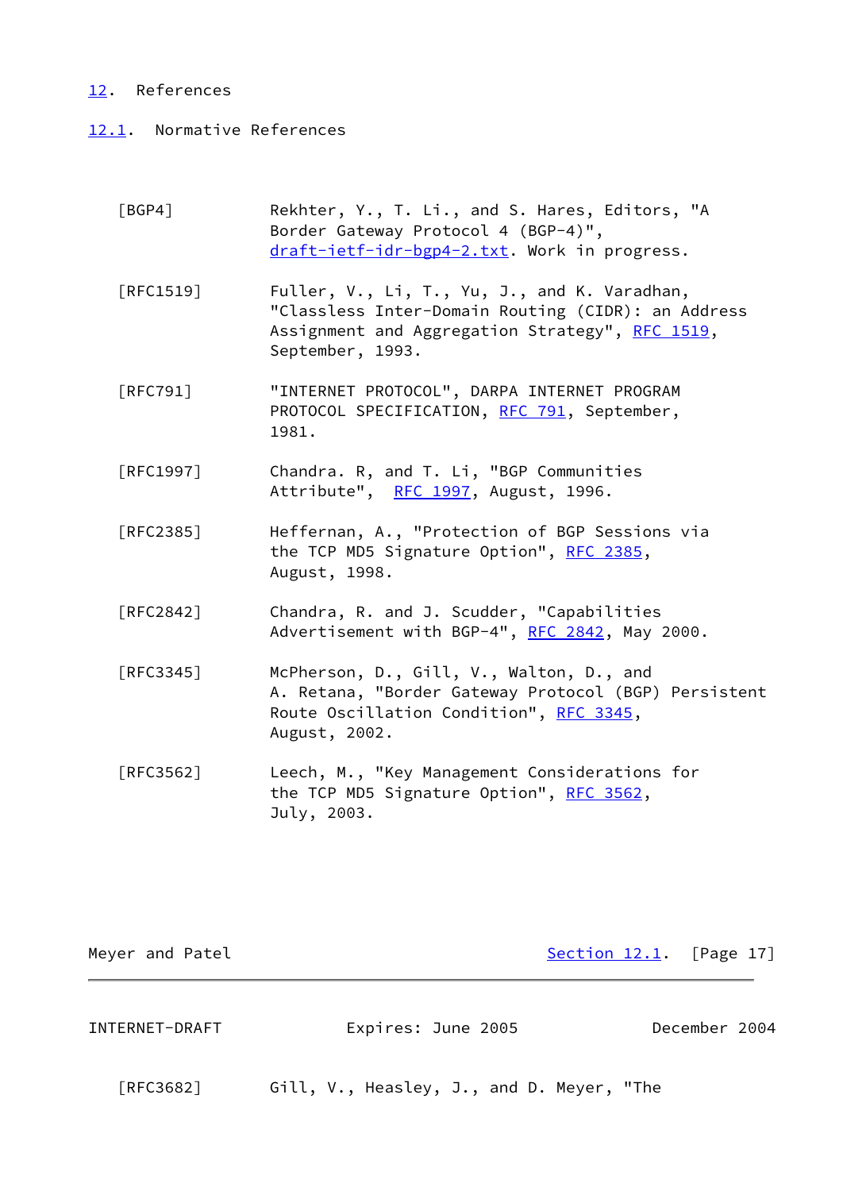## 12. References

### 12.1. Normative References

[BGP4] Rekhter, Y., T. Li., and S. Hares, Editors, "A Border Gateway Protocol 4 (BGP-4)", draft-ietf-idr-bgp4-2.txt. Work in progress.

[RFC1519] Fuller, V., Li, T., Yu, J., and K. Varadhan, "Classless Inter-Domain Routing (CIDR): an Address Assignment and Aggregation Strategy", RFC 1519, September, 1993.

[RFC791] "INTERNET PROTOCOL", DARPA INTERNET PROGRAM PROTOCOL SPECIFICATION, RFC 791, September, 1981.

[RFC1997] Chandra. R, and T. Li, "BGP Communities Attribute", RFC 1997, August, 1996.

[RFC2385] Heffernan, A., "Protection of BGP Sessions via the TCP MD5 Signature Option", RFC 2385, August, 1998.

[RFC2842] Chandra, R. and J. Scudder, "Capabilities Advertisement with BGP-4", RFC 2842, May 2000.

[RFC3345] McPherson, D., Gill, V., Walton, D., and A. Retana, "Border Gateway Protocol (BGP) Persistent Route Oscillation Condition", RFC 3345, August, 2002.

[RFC3562] Leech, M., "Key Management Considerations for the TCP MD5 Signature Option", RFC 3562, July, 2003.

[RFC3682] Gill, V., Heasley, J., and D. Meyer, "The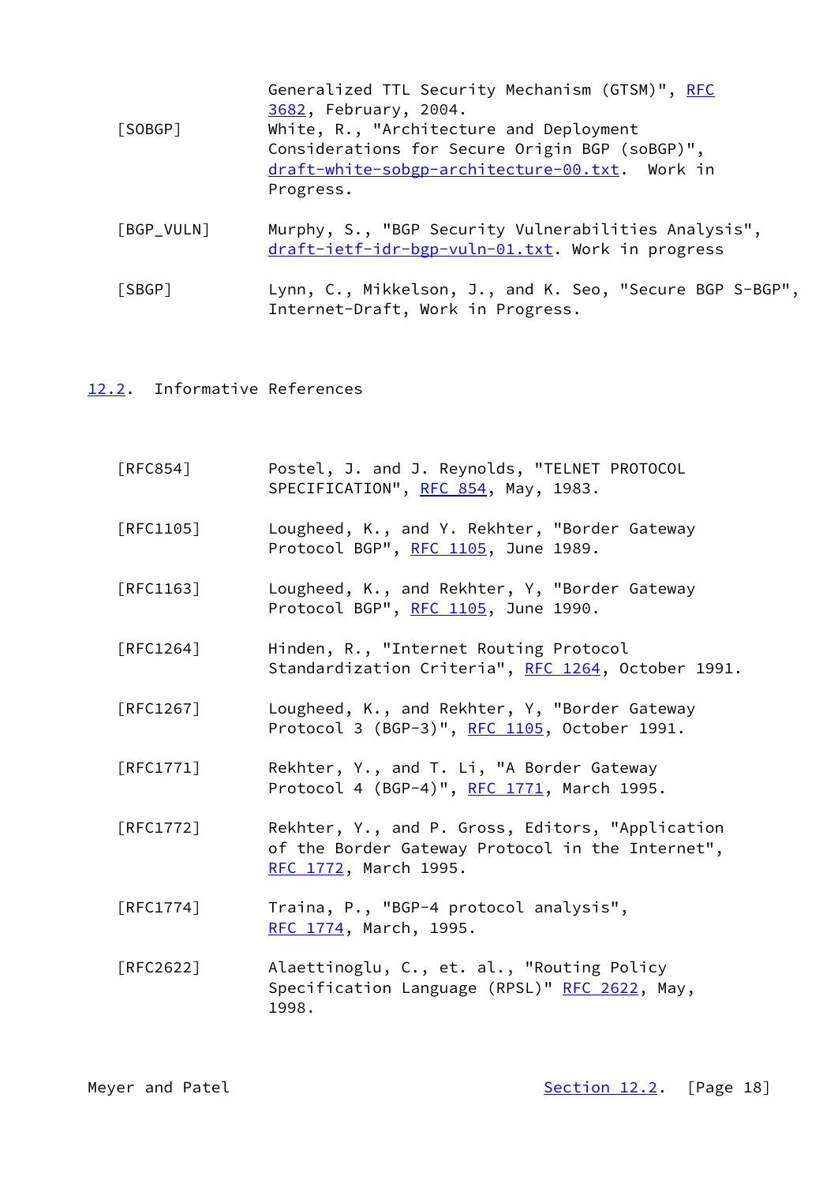Generalized TTL Security Mechanism (GTSM)", RFC 3682, February, 2004.

[SOBGP] White, R., "Architecture and Deployment Considerations for Secure Origin BGP (soBGP)", draft-white-sobgp-architecture-00.txt. Work in Progress.

[BGP_VULN] Murphy, S., "BGP Security Vulnerabilities Analysis", draft-ietf-idr-bgp-vuln-01.txt. Work in progress

[SBGP] Lynn, C., Mikkelson, J., and K. Seo, "Secure BGP S-BGP", Internet-Draft, Work in Progress.

## 12.2. Informative References

[RFC854] Postel, J. and J. Reynolds, "TELNET PROTOCOL SPECIFICATION", RFC 854, May, 1983.

[RFC1105] Lougheed, K., and Y. Rekhter, "Border Gateway Protocol BGP", RFC 1105, June 1989.

[RFC1163] Lougheed, K., and Rekhter, Y, "Border Gateway Protocol BGP", RFC 1105, June 1990.

[RFC1264] Hinden, R., "Internet Routing Protocol Standardization Criteria", RFC 1264, October 1991.

[RFC1267] Lougheed, K., and Rekhter, Y, "Border Gateway Protocol 3 (BGP-3)", RFC 1105, October 1991.

[RFC1771] Rekhter, Y., and T. Li, "A Border Gateway Protocol 4 (BGP-4)", RFC 1771, March 1995.

[RFC1772] Rekhter, Y., and P. Gross, Editors, "Application of the Border Gateway Protocol in the Internet", RFC 1772, March 1995.

[RFC1774] Traina, P., "BGP-4 protocol analysis", RFC 1774, March, 1995.

[RFC2622] Alaettinoglu, C., et. al., "Routing Policy Specification Language (RPSL)" RFC 2622, May, 1998.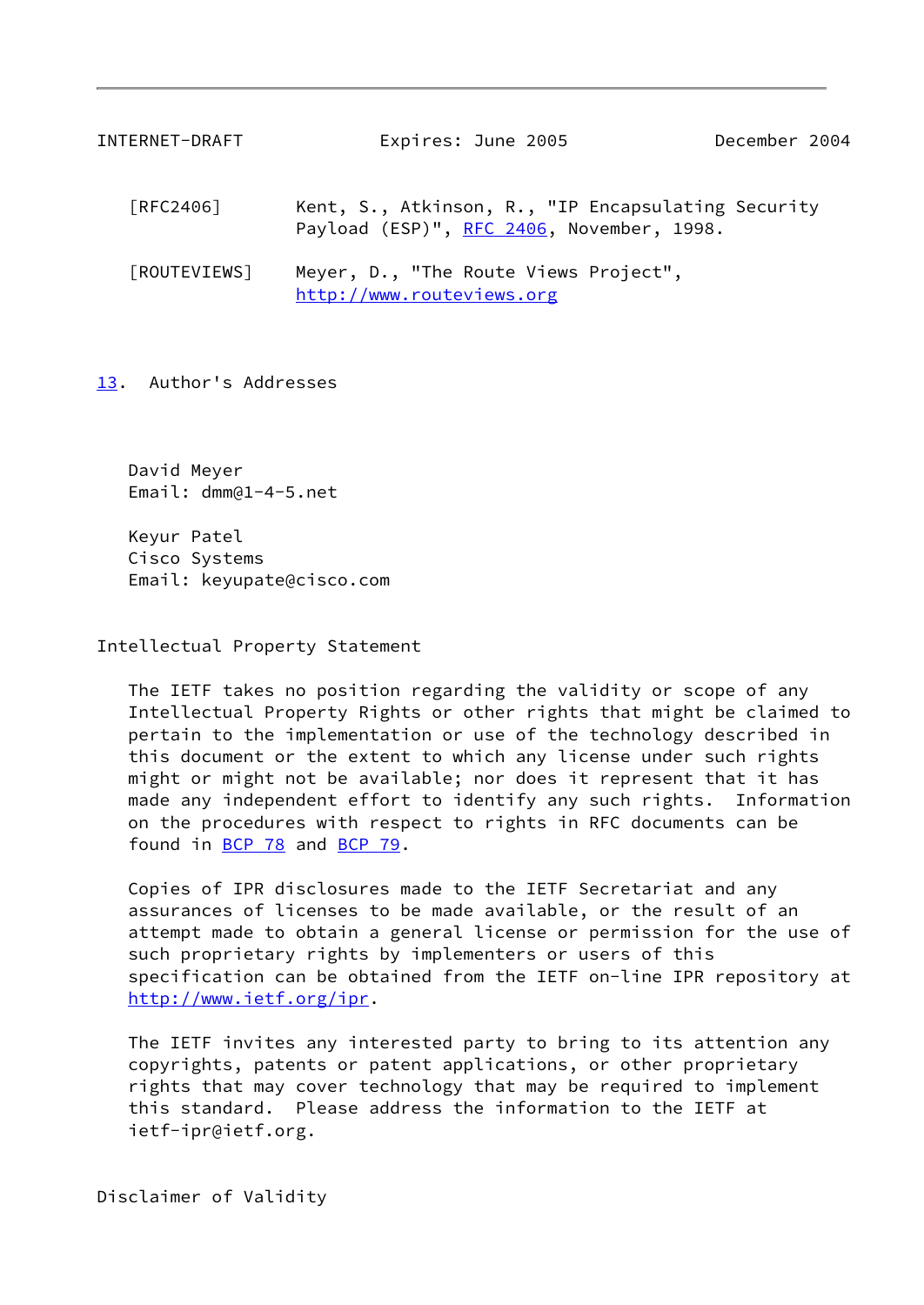[RFC2406] Kent, S., Atkinson, R., "IP Encapsulating Security Payload (ESP)", RFC 2406, November, 1998.

[ROUTEVIEWS] Meyer, D., "The Route Views Project", http://www.routeviews.org

## 13. Author's Addresses

David Meyer
Email: dmm@1-4-5.net

Keyur Patel
Cisco Systems
Email: keyupate@cisco.com

## Intellectual Property Statement

The IETF takes no position regarding the validity or scope of any Intellectual Property Rights or other rights that might be claimed to pertain to the implementation or use of the technology described in this document or the extent to which any license under such rights might or might not be available; nor does it represent that it has made any independent effort to identify any such rights. Information on the procedures with respect to rights in RFC documents can be found in BCP 78 and BCP 79.

Copies of IPR disclosures made to the IETF Secretariat and any assurances of licenses to be made available, or the result of an attempt made to obtain a general license or permission for the use of such proprietary rights by implementers or users of this specification can be obtained from the IETF on-line IPR repository at http://www.ietf.org/ipr.

The IETF invites any interested party to bring to its attention any copyrights, patents or patent applications, or other proprietary rights that may cover technology that may be required to implement this standard. Please address the information to the IETF at ietf-ipr@ietf.org.

## Disclaimer of Validity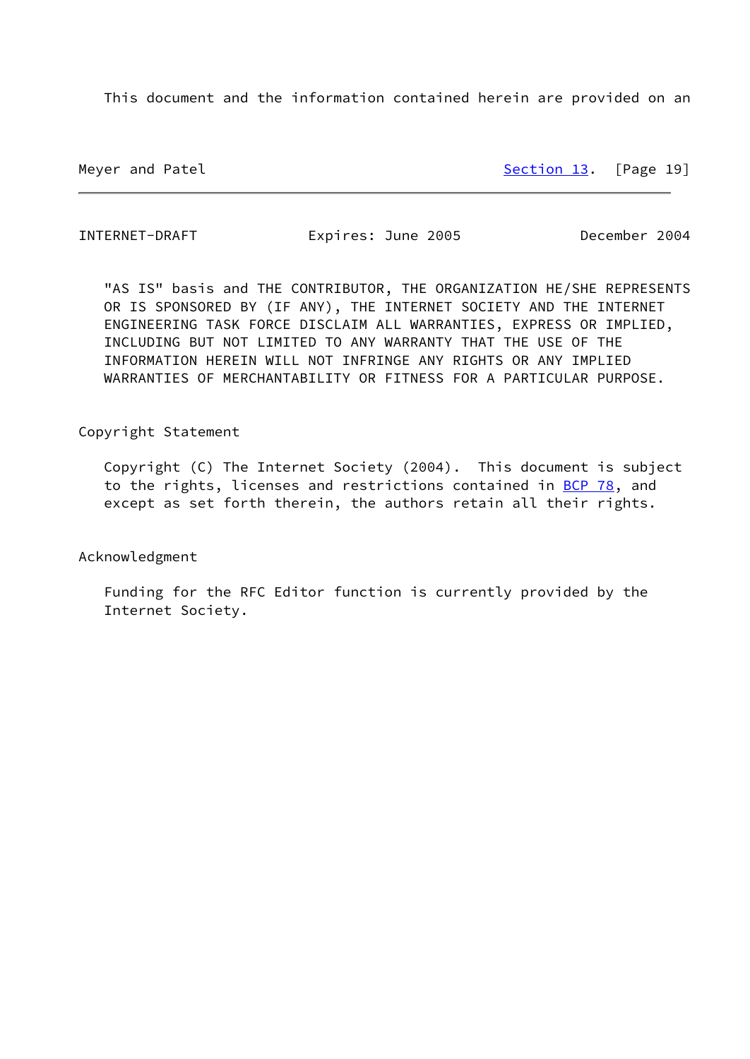This document and the information contained herein are provided on an "AS IS" basis and THE CONTRIBUTOR, THE ORGANIZATION HE/SHE REPRESENTS OR IS SPONSORED BY (IF ANY), THE INTERNET SOCIETY AND THE INTERNET ENGINEERING TASK FORCE DISCLAIM ALL WARRANTIES, EXPRESS OR IMPLIED, INCLUDING BUT NOT LIMITED TO ANY WARRANTY THAT THE USE OF THE INFORMATION HEREIN WILL NOT INFRINGE ANY RIGHTS OR ANY IMPLIED WARRANTIES OF MERCHANTABILITY OR FITNESS FOR A PARTICULAR PURPOSE.

## Copyright Statement

Copyright (C) The Internet Society (2004). This document is subject to the rights, licenses and restrictions contained in BCP 78, and except as set forth therein, the authors retain all their rights.

## Acknowledgment

Funding for the RFC Editor function is currently provided by the Internet Society.